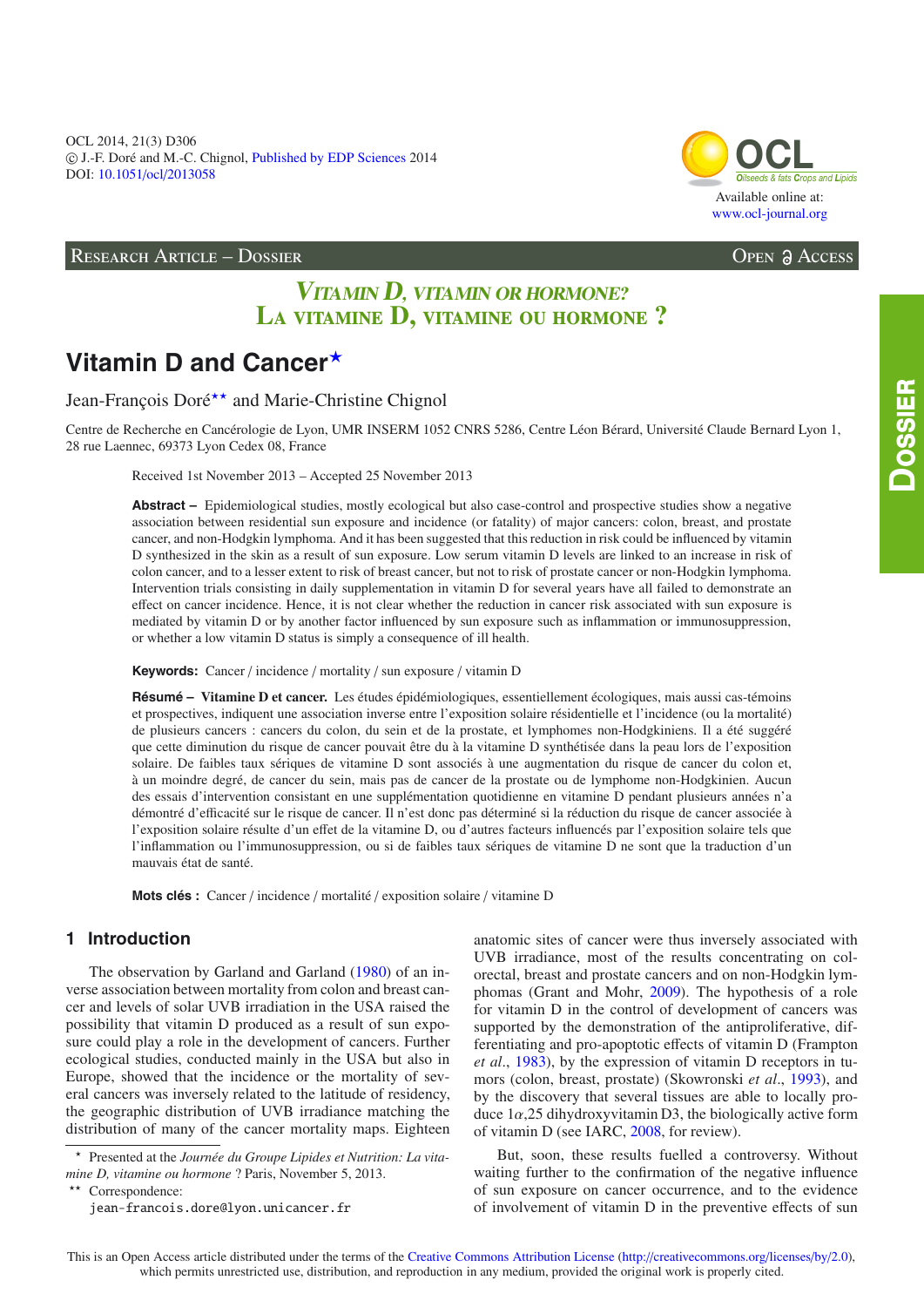Research Article – Dossier

Open Access

*Vitamin D, vitamin or hormone?*
**La vitamine D, vitamine ou hormone ?**

# Vitamin D and Cancer*

Jean-François Doré** and Marie-Christine Chignol

Centre de Recherche en Cancérologie de Lyon, UMR INSERM 1052 CNRS 5286, Centre Léon Bérard, Université Claude Bernard Lyon 1, 28 rue Laennec, 69373 Lyon Cedex 08, France

Received 1st November 2013 – Accepted 25 November 2013

**Abstract –** Epidemiological studies, mostly ecological but also case-control and prospective studies show a negative association between residential sun exposure and incidence (or fatality) of major cancers: colon, breast, and prostate cancer, and non-Hodgkin lymphoma. And it has been suggested that this reduction in risk could be influenced by vitamin D synthesized in the skin as a result of sun exposure. Low serum vitamin D levels are linked to an increase in risk of colon cancer, and to a lesser extent to risk of breast cancer, but not to risk of prostate cancer or non-Hodgkin lymphoma. Intervention trials consisting in daily supplementation in vitamin D for several years have all failed to demonstrate an effect on cancer incidence. Hence, it is not clear whether the reduction in cancer risk associated with sun exposure is mediated by vitamin D or by another factor influenced by sun exposure such as inflammation or immunosuppression, or whether a low vitamin D status is simply a consequence of ill health.

**Keywords:** Cancer / incidence / mortality / sun exposure / vitamin D

**Résumé – Vitamine D et cancer.** Les études épidémiologiques, essentiellement écologiques, mais aussi cas-témoins et prospectives, indiquent une association inverse entre l'exposition solaire résidentielle et l'incidence (ou la mortalité) de plusieurs cancers : cancers du colon, du sein et de la prostate, et lymphomes non-Hodgkiniens. Il a été suggéré que cette diminution du risque de cancer pouvait être du à la vitamine D synthétisée dans la peau lors de l'exposition solaire. De faibles taux sériques de vitamine D sont associés à une augmentation du risque de cancer du colon et, à un moindre degré, de cancer du sein, mais pas de cancer de la prostate ou de lymphome non-Hodgkinien. Aucun des essais d'intervention consistant en une supplémentation quotidienne en vitamine D pendant plusieurs années n'a démontré d'efficacité sur le risque de cancer. Il n'est donc pas déterminé si la réduction du risque de cancer associée à l'exposition solaire résulte d'un effet de la vitamine D, ou d'autres facteurs influencés par l'exposition solaire tels que l'inflammation ou l'immunosuppression, ou si de faibles taux sériques de vitamine D ne sont que la traduction d'un mauvais état de santé.

**Mots clés :** Cancer / incidence / mortalité / exposition solaire / vitamine D

## 1 Introduction

The observation by Garland and Garland (1980) of an inverse association between mortality from colon and breast cancer and levels of solar UVB irradiation in the USA raised the possibility that vitamin D produced as a result of sun exposure could play a role in the development of cancers. Further ecological studies, conducted mainly in the USA but also in Europe, showed that the incidence or the mortality of several cancers was inversely related to the latitude of residency, the geographic distribution of UVB irradiance matching the distribution of many of the cancer mortality maps. Eighteen anatomic sites of cancer were thus inversely associated with UVB irradiance, most of the results concentrating on colorectal, breast and prostate cancers and on non-Hodgkin lymphomas (Grant and Mohr, 2009). The hypothesis of a role for vitamin D in the control of development of cancers was supported by the demonstration of the antiproliferative, differentiating and pro-apoptotic effects of vitamin D (Frampton *et al.*, 1983), by the expression of vitamin D receptors in tumors (colon, breast, prostate) (Skowronski *et al.*, 1993), and by the discovery that several tissues are able to locally produce 1$\alpha$,25 dihydroxyvitamin D3, the biologically active form of vitamin D (see IARC, 2008, for review).

But, soon, these results fuelled a controversy. Without waiting further to the confirmation of the negative influence of sun exposure on cancer occurrence, and to the evidence of involvement of vitamin D in the preventive effects of sun

\* Presented at the *Journée du Groupe Lipides et Nutrition: La vitamine D, vitamine ou hormone* ? Paris, November 5, 2013.

\*\* Correspondence: jean-francois.dore@lyon.unicancer.fr

This is an Open Access article distributed under the terms of the Creative Commons Attribution License (http://creativecommons.org/licenses/by/2.0), which permits unrestricted use, distribution, and reproduction in any medium, provided the original work is properly cited.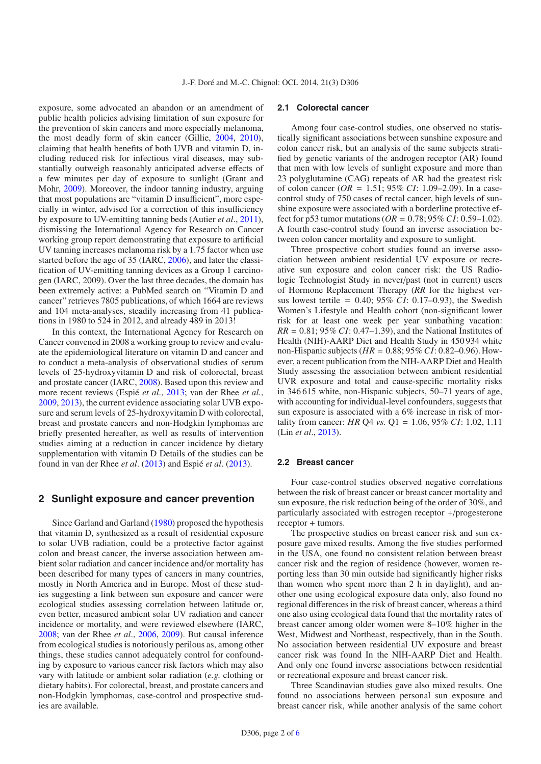exposure, some advocated an abandon or an amendment of public health policies advising limitation of sun exposure for the prevention of skin cancers and more especially melanoma, the most deadly form of skin cancer (Gillie, 2004, 2010), claiming that health benefits of both UVB and vitamin D, including reduced risk for infectious viral diseases, may substantially outweigh reasonably anticipated adverse effects of a few minutes per day of exposure to sunlight (Grant and Mohr, 2009). Moreover, the indoor tanning industry, arguing that most populations are "vitamin D insufficient", more especially in winter, advised for a correction of this insufficiency by exposure to UV-emitting tanning beds (Autier *et al*., 2011), dismissing the International Agency for Research on Cancer working group report demonstrating that exposure to artificial UV tanning increases melanoma risk by a 1.75 factor when use started before the age of 35 (IARC, 2006), and later the classification of UV-emitting tanning devices as a Group 1 carcinogen (IARC, 2009). Over the last three decades, the domain has been extremely active: a PubMed search on "Vitamin D and cancer" retrieves 7805 publications, of which 1664 are reviews and 104 meta-analyses, steadily increasing from 41 publications in 1980 to 524 in 2012, and already 489 in 2013!

In this context, the International Agency for Research on Cancer convened in 2008 a working group to review and evaluate the epidemiological literature on vitamin D and cancer and to conduct a meta-analysis of observational studies of serum levels of 25-hydroxyvitamin D and risk of colorectal, breast and prostate cancer (IARC, 2008). Based upon this review and more recent reviews (Espié *et al*., 2013; van der Rhee *et al.*, 2009, 2013), the current evidence associating solar UVB exposure and serum levels of 25-hydroxyvitamin D with colorectal, breast and prostate cancers and non-Hodgkin lymphomas are briefly presented hereafter, as well as results of intervention studies aiming at a reduction in cancer incidence by dietary supplementation with vitamin D Details of the studies can be found in van der Rhee *et al*. (2013) and Espié *et al*. (2013).

## 2 Sunlight exposure and cancer prevention

Since Garland and Garland (1980) proposed the hypothesis that vitamin D, synthesized as a result of residential exposure to solar UVB radiation, could be a protective factor against colon and breast cancer, the inverse association between ambient solar radiation and cancer incidence and/or mortality has been described for many types of cancers in many countries, mostly in North America and in Europe. Most of these studies suggesting a link between sun exposure and cancer were ecological studies assessing correlation between latitude or, even better, measured ambient solar UV radiation and cancer incidence or mortality, and were reviewed elsewhere (IARC, 2008; van der Rhee *et al*., 2006, 2009). But causal inference from ecological studies is notoriously perilous as, among other things, these studies cannot adequately control for confounding by exposure to various cancer risk factors which may also vary with latitude or ambient solar radiation (*e.g.* clothing or dietary habits). For colorectal, breast, and prostate cancers and non-Hodgkin lymphomas, case-control and prospective studies are available.

### 2.1 Colorectal cancer

Among four case-control studies, one observed no statistically significant associations between sunshine exposure and colon cancer risk, but an analysis of the same subjects stratified by genetic variants of the androgen receptor (AR) found that men with low levels of sunlight exposure and more than 23 polyglutamine (CAG) repeats of AR had the greatest risk of colon cancer (*OR* = 1.51; 95% *CI*: 1.09–2.09). In a case-control study of 750 cases of rectal cancer, high levels of sunshine exposure were associated with a borderline protective effect for p53 tumor mutations (*OR* = 0.78; 95% *CI*: 0.59–1.02). A fourth case-control study found an inverse association between colon cancer mortality and exposure to sunlight.

Three prospective cohort studies found an inverse association between ambient residential UV exposure or recreative sun exposure and colon cancer risk: the US Radiologic Technologist Study in never/past (not in current) users of Hormone Replacement Therapy (*RR* for the highest versus lowest tertile = 0.40; 95% *CI*: 0.17–0.93), the Swedish Women's Lifestyle and Health cohort (non-significant lower risk for at least one week per year sunbathing vacation: *RR* = 0.81; 95% *CI*: 0.47–1.39), and the National Institutes of Health (NIH)-AARP Diet and Health Study in 450 934 white non-Hispanic subjects (*HR* = 0.88; 95% *CI*: 0.82–0.96). However, a recent publication from the NIH-AARP Diet and Health Study assessing the association between ambient residential UVR exposure and total and cause-specific mortality risks in 346 615 white, non-Hispanic subjects, 50–71 years of age, with accounting for individual-level confounders, suggests that sun exposure is associated with a 6% increase in risk of mortality from cancer: *HR* Q4 *vs.* Q1 = 1.06, 95% *CI*: 1.02, 1.11 (Lin *et al*., 2013).

### 2.2 Breast cancer

Four case-control studies observed negative correlations between the risk of breast cancer or breast cancer mortality and sun exposure, the risk reduction being of the order of 30%, and particularly associated with estrogen receptor +/progesterone receptor + tumors.

The prospective studies on breast cancer risk and sun exposure gave mixed results. Among the five studies performed in the USA, one found no consistent relation between breast cancer risk and the region of residence (however, women reporting less than 30 min outside had significantly higher risks than women who spent more than 2 h in daylight), and another one using ecological exposure data only, also found no regional differences in the risk of breast cancer, whereas a third one also using ecological data found that the mortality rates of breast cancer among older women were 8–10% higher in the West, Midwest and Northeast, respectively, than in the South. No association between residential UV exposure and breast cancer risk was found In the NIH-AARP Diet and Health. And only one found inverse associations between residential or recreational exposure and breast cancer risk.

Three Scandinavian studies gave also mixed results. One found no associations between personal sun exposure and breast cancer risk, while another analysis of the same cohort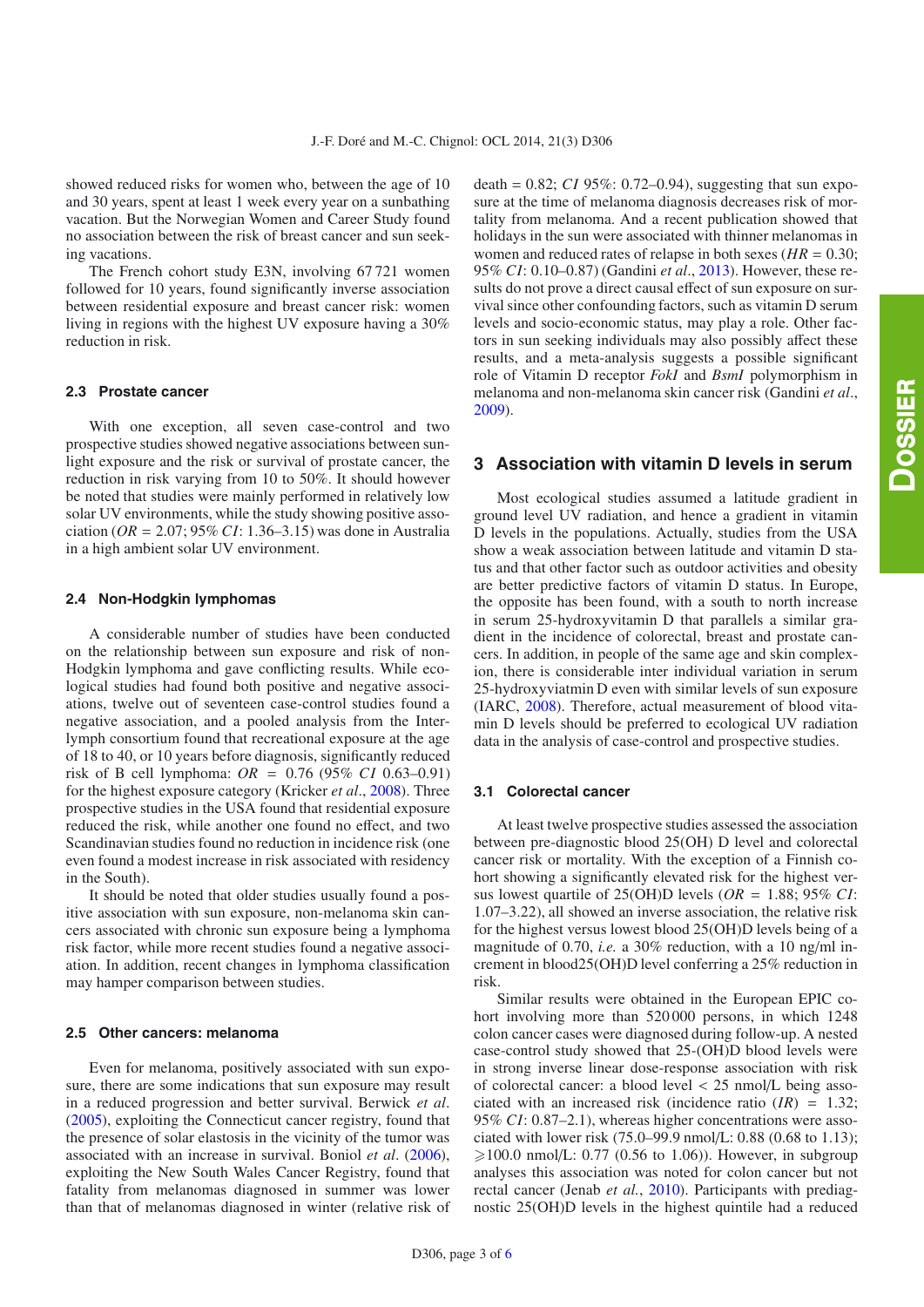showed reduced risks for women who, between the age of 10 and 30 years, spent at least 1 week every year on a sunbathing vacation. But the Norwegian Women and Career Study found no association between the risk of breast cancer and sun seeking vacations.

The French cohort study E3N, involving 67 721 women followed for 10 years, found significantly inverse association between residential exposure and breast cancer risk: women living in regions with the highest UV exposure having a 30% reduction in risk.

### 2.3 Prostate cancer

With one exception, all seven case-control and two prospective studies showed negative associations between sunlight exposure and the risk or survival of prostate cancer, the reduction in risk varying from 10 to 50%. It should however be noted that studies were mainly performed in relatively low solar UV environments, while the study showing positive association (*OR* = 2.07; 95% *CI*: 1.36–3.15) was done in Australia in a high ambient solar UV environment.

### 2.4 Non-Hodgkin lymphomas

A considerable number of studies have been conducted on the relationship between sun exposure and risk of non-Hodgkin lymphoma and gave conflicting results. While ecological studies had found both positive and negative associations, twelve out of seventeen case-control studies found a negative association, and a pooled analysis from the Interlymph consortium found that recreational exposure at the age of 18 to 40, or 10 years before diagnosis, significantly reduced risk of B cell lymphoma: *OR* = 0.76 (95% *CI* 0.63–0.91) for the highest exposure category (Kricker *et al*., 2008). Three prospective studies in the USA found that residential exposure reduced the risk, while another one found no effect, and two Scandinavian studies found no reduction in incidence risk (one even found a modest increase in risk associated with residency in the South).

It should be noted that older studies usually found a positive association with sun exposure, non-melanoma skin cancers associated with chronic sun exposure being a lymphoma risk factor, while more recent studies found a negative association. In addition, recent changes in lymphoma classification may hamper comparison between studies.

### 2.5 Other cancers: melanoma

Even for melanoma, positively associated with sun exposure, there are some indications that sun exposure may result in a reduced progression and better survival. Berwick *et al*. (2005), exploiting the Connecticut cancer registry, found that the presence of solar elastosis in the vicinity of the tumor was associated with an increase in survival. Boniol *et al*. (2006), exploiting the New South Wales Cancer Registry, found that fatality from melanomas diagnosed in summer was lower than that of melanomas diagnosed in winter (relative risk of death = 0.82; *CI* 95%: 0.72–0.94), suggesting that sun exposure at the time of melanoma diagnosis decreases risk of mortality from melanoma. And a recent publication showed that holidays in the sun were associated with thinner melanomas in women and reduced rates of relapse in both sexes (*HR* = 0.30; 95% *CI*: 0.10–0.87) (Gandini *et al*., 2013). However, these results do not prove a direct causal effect of sun exposure on survival since other confounding factors, such as vitamin D serum levels and socio-economic status, may play a role. Other factors in sun seeking individuals may also possibly affect these results, and a meta-analysis suggests a possible significant role of Vitamin D receptor *FokI* and *BsmI* polymorphism in melanoma and non-melanoma skin cancer risk (Gandini *et al*., 2009).

## 3 Association with vitamin D levels in serum

Most ecological studies assumed a latitude gradient in ground level UV radiation, and hence a gradient in vitamin D levels in the populations. Actually, studies from the USA show a weak association between latitude and vitamin D status and that other factor such as outdoor activities and obesity are better predictive factors of vitamin D status. In Europe, the opposite has been found, with a south to north increase in serum 25-hydroxyvitamin D that parallels a similar gradient in the incidence of colorectal, breast and prostate cancers. In addition, in people of the same age and skin complexion, there is considerable inter individual variation in serum 25-hydroxyviatmin D even with similar levels of sun exposure (IARC, 2008). Therefore, actual measurement of blood vitamin D levels should be preferred to ecological UV radiation data in the analysis of case-control and prospective studies.

### 3.1 Colorectal cancer

At least twelve prospective studies assessed the association between pre-diagnostic blood 25(OH) D level and colorectal cancer risk or mortality. With the exception of a Finnish cohort showing a significantly elevated risk for the highest versus lowest quartile of 25(OH)D levels (*OR* = 1.88; 95% *CI*: 1.07–3.22), all showed an inverse association, the relative risk for the highest versus lowest blood 25(OH)D levels being of a magnitude of 0.70, *i.e.* a 30% reduction, with a 10 ng/ml increment in blood25(OH)D level conferring a 25% reduction in risk.

Similar results were obtained in the European EPIC cohort involving more than 520 000 persons, in which 1248 colon cancer cases were diagnosed during follow-up. A nested case-control study showed that 25-(OH)D blood levels were in strong inverse linear dose-response association with risk of colorectal cancer: a blood level < 25 nmol/L being associated with an increased risk (incidence ratio (*IR*) = 1.32; 95% *CI*: 0.87–2.1), whereas higher concentrations were associated with lower risk (75.0–99.9 nmol/L: 0.88 (0.68 to 1.13); $\geqslant$100.0 nmol/L: 0.77 (0.56 to 1.06)). However, in subgroup analyses this association was noted for colon cancer but not rectal cancer (Jenab *et al.*, 2010). Participants with prediagnostic 25(OH)D levels in the highest quintile had a reduced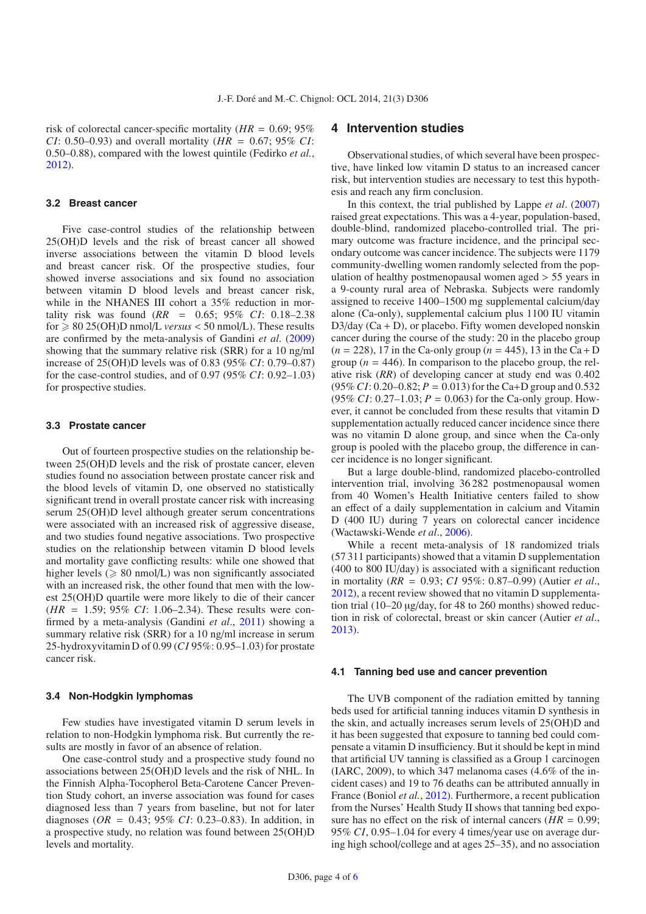risk of colorectal cancer-specific mortality (*HR* = 0.69; 95% *CI*: 0.50–0.93) and overall mortality (*HR* = 0.67; 95% *CI*: 0.50–0.88), compared with the lowest quintile (Fedirko *et al.*, 2012).

### 3.2 Breast cancer

Five case-control studies of the relationship between 25(OH)D levels and the risk of breast cancer all showed inverse associations between the vitamin D blood levels and breast cancer risk. Of the prospective studies, four showed inverse association and six found no association between vitamin D blood levels and breast cancer risk, while in the NHANES III cohort a 35% reduction in mortality risk was found (*RR* = 0.65; 95% *CI*: 0.18–2.38 for ⩾ 80 25(OH)D nmol/L *versus* < 50 nmol/L). These results are confirmed by the meta-analysis of Gandini *et al*. (2009) showing that the summary relative risk (SRR) for a 10 ng/ml increase of 25(OH)D levels was of 0.83 (95% *CI*: 0.79–0.87) for the case-control studies, and of 0.97 (95% *CI*: 0.92–1.03) for prospective studies.

### 3.3 Prostate cancer

Out of fourteen prospective studies on the relationship between 25(OH)D levels and the risk of prostate cancer, eleven studies found no association between prostate cancer risk and the blood levels of vitamin D, one observed no statistically significant trend in overall prostate cancer risk with increasing serum 25(OH)D level although greater serum concentrations were associated with an increased risk of aggressive disease, and two studies found negative associations. Two prospective studies on the relationship between vitamin D blood levels and mortality gave conflicting results: while one showed that higher levels (⩾ 80 nmol/L) was non significantly associated with an increased risk, the other found that men with the lowest 25(OH)D quartile were more likely to die of their cancer (*HR* = 1.59; 95% *CI*: 1.06–2.34). These results were confirmed by a meta-analysis (Gandini *et al*., 2011) showing a summary relative risk (SRR) for a 10 ng/ml increase in serum 25-hydroxyvitamin D of 0.99 (*CI* 95%: 0.95–1.03) for prostate cancer risk.

### 3.4 Non-Hodgkin lymphomas

Few studies have investigated vitamin D serum levels in relation to non-Hodgkin lymphoma risk. But currently the results are mostly in favor of an absence of relation.

One case-control study and a prospective study found no associations between 25(OH)D levels and the risk of NHL. In the Finnish Alpha-Tocopherol Beta-Carotene Cancer Prevention Study cohort, an inverse association was found for cases diagnosed less than 7 years from baseline, but not for later diagnoses (*OR* = 0.43; 95% *CI*: 0.23–0.83). In addition, in a prospective study, no relation was found between 25(OH)D levels and mortality.

## 4 Intervention studies

Observational studies, of which several have been prospective, have linked low vitamin D status to an increased cancer risk, but intervention studies are necessary to test this hypothesis and reach any firm conclusion.

In this context, the trial published by Lappe *et al*. (2007) raised great expectations. This was a 4-year, population-based, double-blind, randomized placebo-controlled trial. The primary outcome was fracture incidence, and the principal secondary outcome was cancer incidence. The subjects were 1179 community-dwelling women randomly selected from the population of healthy postmenopausal women aged > 55 years in a 9-county rural area of Nebraska. Subjects were randomly assigned to receive 1400–1500 mg supplemental calcium/day alone (Ca-only), supplemental calcium plus 1100 IU vitamin D3/day (Ca + D), or placebo. Fifty women developed nonskin cancer during the course of the study: 20 in the placebo group (*n* = 228), 17 in the Ca-only group (*n* = 445), 13 in the Ca + D group (*n* = 446). In comparison to the placebo group, the relative risk (*RR*) of developing cancer at study end was 0.402 (95% *CI*: 0.20–0.82; *P* = 0.013) for the Ca+D group and 0.532 (95% *CI*: 0.27–1.03; *P* = 0.063) for the Ca-only group. However, it cannot be concluded from these results that vitamin D supplementation actually reduced cancer incidence since there was no vitamin D alone group, and since when the Ca-only group is pooled with the placebo group, the difference in cancer incidence is no longer significant.

But a large double-blind, randomized placebo-controlled intervention trial, involving 36 282 postmenopausal women from 40 Women's Health Initiative centers failed to show an effect of a daily supplementation in calcium and Vitamin D (400 IU) during 7 years on colorectal cancer incidence (Wactawski-Wende *et al*., 2006).

While a recent meta-analysis of 18 randomized trials (57 311 participants) showed that a vitamin D supplementation (400 to 800 IU/day) is associated with a significant reduction in mortality (*RR* = 0.93; *CI* 95%: 0.87–0.99) (Autier *et al*., 2012), a recent review showed that no vitamin D supplementation trial (10–20 μg/day, for 48 to 260 months) showed reduction in risk of colorectal, breast or skin cancer (Autier *et al*., 2013).

### 4.1 Tanning bed use and cancer prevention

The UVB component of the radiation emitted by tanning beds used for artificial tanning induces vitamin D synthesis in the skin, and actually increases serum levels of 25(OH)D and it has been suggested that exposure to tanning bed could compensate a vitamin D insufficiency. But it should be kept in mind that artificial UV tanning is classified as a Group 1 carcinogen (IARC, 2009), to which 347 melanoma cases (4.6% of the incident cases) and 19 to 76 deaths can be attributed annually in France (Boniol *et al.*, 2012). Furthermore, a recent publication from the Nurses' Health Study II shows that tanning bed exposure has no effect on the risk of internal cancers (*HR* = 0.99; 95% *CI*, 0.95–1.04 for every 4 times/year use on average during high school/college and at ages 25–35), and no association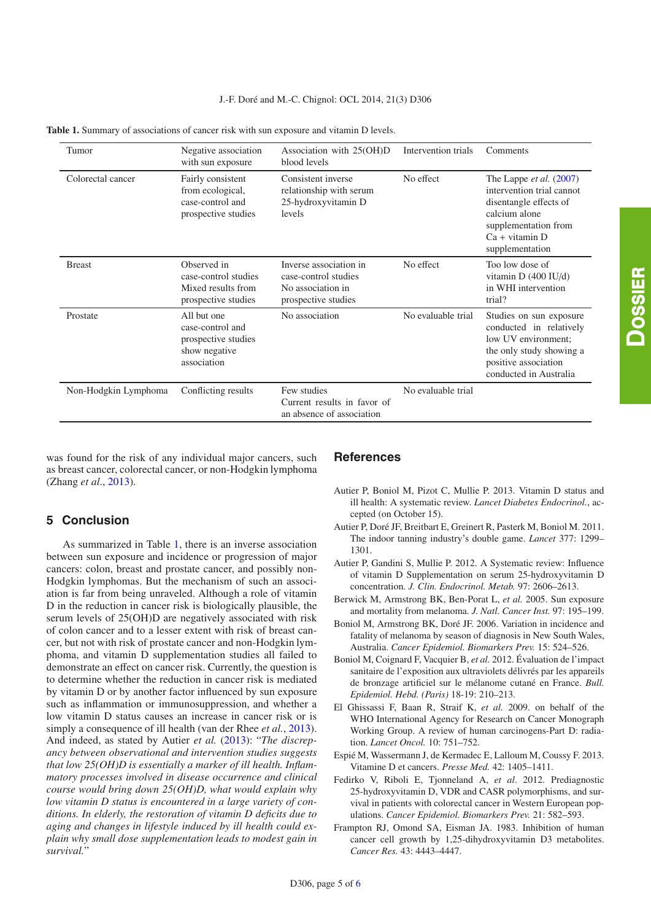**Table 1.** Summary of associations of cancer risk with sun exposure and vitamin D levels.

| Tumor | Negative association with sun exposure | Association with 25(OH)D blood levels | Intervention trials | Comments |
|---|---|---|---|---|
| Colorectal cancer | Fairly consistent from ecological, case-control and prospective studies | Consistent inverse relationship with serum 25-hydroxyvitamin D levels | No effect | The Lappe *et al.* (2007) intervention trial cannot disentangle effects of calcium alone supplementation from Ca + vitamin D supplementation |
| Breast | Observed in case-control studies Mixed results from prospective studies | Inverse association in case-control studies No association in prospective studies | No effect | Too low dose of vitamin D (400 IU/d) in WHI intervention trial? |
| Prostate | All but one case-control and prospective studies show negative association | No association | No evaluable trial | Studies on sun exposure conducted in relatively low UV environment; the only study showing a positive association conducted in Australia |
| Non-Hodgkin Lymphoma | Conflicting results | Few studies Current results in favor of an absence of association | No evaluable trial | |

was found for the risk of any individual major cancers, such as breast cancer, colorectal cancer, or non-Hodgkin lymphoma (Zhang *et al.*, 2013).

## 5 Conclusion

As summarized in Table 1, there is an inverse association between sun exposure and incidence or progression of major cancers: colon, breast and prostate cancer, and possibly non-Hodgkin lymphomas. But the mechanism of such an association is far from being unraveled. Although a role of vitamin D in the reduction in cancer risk is biologically plausible, the serum levels of 25(OH)D are negatively associated with risk of colon cancer and to a lesser extent with risk of breast cancer, but not with risk of prostate cancer and non-Hodgkin lymphoma, and vitamin D supplementation studies all failed to demonstrate an effect on cancer risk. Currently, the question is to determine whether the reduction in cancer risk is mediated by vitamin D or by another factor influenced by sun exposure such as inflammation or immunosuppression, and whether a low vitamin D status causes an increase in cancer risk or is simply a consequence of ill health (van der Rhee *et al.*, 2013). And indeed, as stated by Autier *et al.* (2013): "*The discrepancy between observational and intervention studies suggests that low 25(OH)D is essentially a marker of ill health. Inflammatory processes involved in disease occurrence and clinical course would bring down 25(OH)D, what would explain why low vitamin D status is encountered in a large variety of conditions. In elderly, the restoration of vitamin D deficits due to aging and changes in lifestyle induced by ill health could explain why small dose supplementation leads to modest gain in survival.*"

## References

Autier P, Boniol M, Pizot C, Mullie P. 2013. Vitamin D status and ill health: A systematic review. *Lancet Diabetes Endocrinol.*, accepted (on October 15).

Autier P, Doré JF, Breitbart E, Greinert R, Pasterk M, Boniol M. 2011. The indoor tanning industry's double game. *Lancet* 377: 1299–1301.

Autier P, Gandini S, Mullie P. 2012. A Systematic review: Influence of vitamin D Supplementation on serum 25-hydroxyvitamin D concentration. *J. Clin. Endocrinol. Metab.* 97: 2606–2613.

Berwick M, Armstrong BK, Ben-Porat L, *et al.* 2005. Sun exposure and mortality from melanoma. *J. Natl. Cancer Inst.* 97: 195–199.

Boniol M, Armstrong BK, Doré JF. 2006. Variation in incidence and fatality of melanoma by season of diagnosis in New South Wales, Australia. *Cancer Epidemiol. Biomarkers Prev.* 15: 524–526.

Boniol M, Coignard F, Vacquier B, *et al.* 2012. Évaluation de l'impact sanitaire de l'exposition aux ultraviolets délivrés par les appareils de bronzage artificiel sur le mélanome cutané en France. *Bull. Epidemiol. Hebd. (Paris)* 18-19: 210–213.

El Ghissassi F, Baan R, Straif K, *et al.* 2009. on behalf of the WHO International Agency for Research on Cancer Monograph Working Group. A review of human carcinogens-Part D: radiation. *Lancet Oncol.* 10: 751–752.

Espié M, Wassermann J, de Kermadec E, Lalloum M, Coussy F. 2013. Vitamine D et cancers. *Presse Med.* 42: 1405–1411.

Fedirko V, Riboli E, Tjonneland A, *et al.* 2012. Prediagnostic 25-hydroxyvitamin D, VDR and CASR polymorphisms, and survival in patients with colorectal cancer in Western European populations. *Cancer Epidemiol. Biomarkers Prev.* 21: 582–593.

Frampton RJ, Omond SA, Eisman JA. 1983. Inhibition of human cancer cell growth by 1,25-dihydroxyvitamin D3 metabolites. *Cancer Res.* 43: 4443–4447.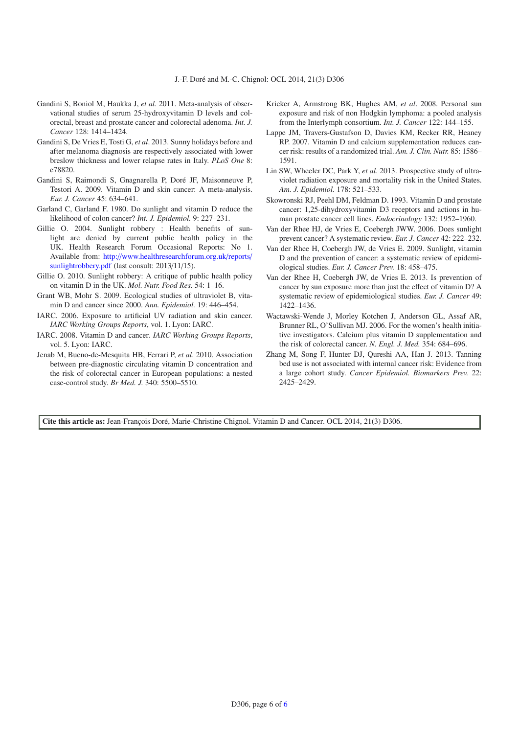Gandini S, Boniol M, Haukka J, *et al*. 2011. Meta-analysis of observational studies of serum 25-hydroxyvitamin D levels and colorectal, breast and prostate cancer and colorectal adenoma. *Int. J. Cancer* 128: 1414–1424.

Gandini S, De Vries E, Tosti G, *et al*. 2013. Sunny holidays before and after melanoma diagnosis are respectively associated with lower breslow thickness and lower relapse rates in Italy. *PLoS One* 8: e78820.

Gandini S, Raimondi S, Gnagnarella P, Doré JF, Maisonneuve P, Testori A. 2009. Vitamin D and skin cancer: A meta-analysis. *Eur. J. Cancer* 45: 634–641.

Garland C, Garland F. 1980. Do sunlight and vitamin D reduce the likelihood of colon cancer? *Int. J. Epidemiol.* 9: 227–231.

Gillie O. 2004. Sunlight robbery : Health benefits of sunlight are denied by current public health policy in the UK. Health Research Forum Occasional Reports: No 1. Available from: http://www.healthresearchforum.org.uk/reports/sunlightrobbery.pdf (last consult: 2013/11/15).

Gillie O. 2010. Sunlight robbery: A critique of public health policy on vitamin D in the UK. *Mol. Nutr. Food Res.* 54: 1–16.

Grant WB, Mohr S. 2009. Ecological studies of ultraviolet B, vitamin D and cancer since 2000. *Ann. Epidemiol.* 19: 446–454.

IARC. 2006. Exposure to artificial UV radiation and skin cancer. *IARC Working Groups Reports*, vol. 1. Lyon: IARC.

IARC. 2008. Vitamin D and cancer. *IARC Working Groups Reports*, vol. 5. Lyon: IARC.

Jenab M, Bueno-de-Mesquita HB, Ferrari P, *et al*. 2010. Association between pre-diagnostic circulating vitamin D concentration and the risk of colorectal cancer in European populations: a nested case-control study. *Br Med. J.* 340: 5500–5510.

Kricker A, Armstrong BK, Hughes AM, *et al*. 2008. Personal sun exposure and risk of non Hodgkin lymphoma: a pooled analysis from the Interlymph consortium. *Int. J. Cancer* 122: 144–155.

Lappe JM, Travers-Gustafson D, Davies KM, Recker RR, Heaney RP. 2007. Vitamin D and calcium supplementation reduces cancer risk: results of a randomized trial. *Am. J. Clin. Nutr.* 85: 1586–1591.

Lin SW, Wheeler DC, Park Y, *et al*. 2013. Prospective study of ultraviolet radiation exposure and mortality risk in the United States. *Am. J. Epidemiol.* 178: 521–533.

Skowronski RJ, Peehl DM, Feldman D. 1993. Vitamin D and prostate cancer: 1,25-dihydroxyvitamin D3 receptors and actions in human prostate cancer cell lines. *Endocrinology* 132: 1952–1960.

Van der Rhee HJ, de Vries E, Coebergh JWW. 2006. Does sunlight prevent cancer? A systematic review. *Eur. J. Cancer* 42: 222–232.

Van der Rhee H, Coebergh JW, de Vries E. 2009. Sunlight, vitamin D and the prevention of cancer: a systematic review of epidemiological studies. *Eur. J. Cancer Prev.* 18: 458–475.

Van der Rhee H, Coebergh JW, de Vries E. 2013. Is prevention of cancer by sun exposure more than just the effect of vitamin D? A systematic review of epidemiological studies. *Eur. J. Cancer* 49: 1422–1436.

Wactawski-Wende J, Morley Kotchen J, Anderson GL, Assaf AR, Brunner RL, O'Sullivan MJ. 2006. For the women's health initiative investigators. Calcium plus vitamin D supplementation and the risk of colorectal cancer. *N. Engl. J. Med.* 354: 684–696.

Zhang M, Song F, Hunter DJ, Qureshi AA, Han J. 2013. Tanning bed use is not associated with internal cancer risk: Evidence from a large cohort study. *Cancer Epidemiol. Biomarkers Prev.* 22: 2425–2429.

**Cite this article as:** Jean-François Doré, Marie-Christine Chignol. Vitamin D and Cancer. OCL 2014, 21(3) D306.